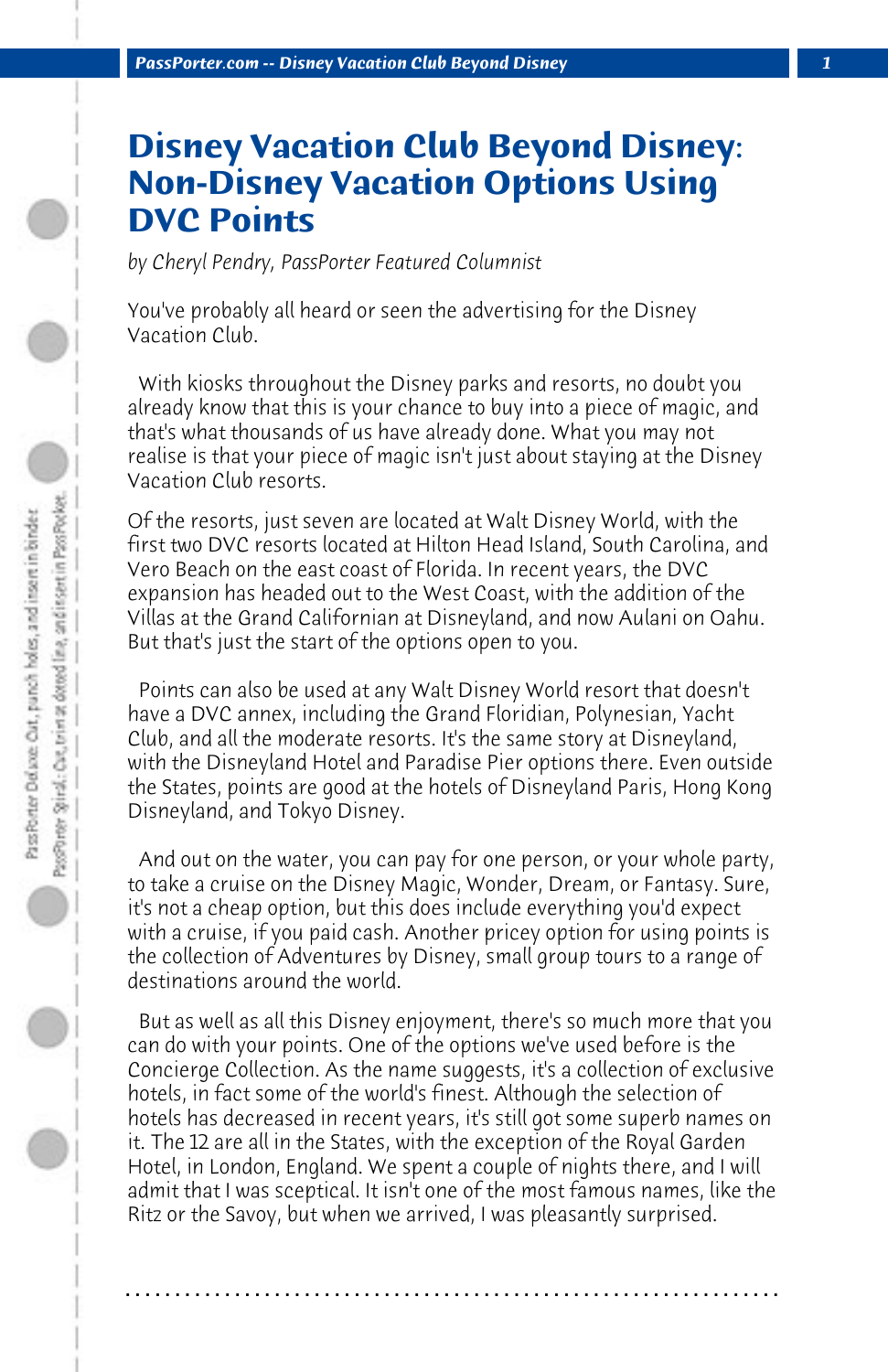# Disney Vacation Club Beyond Disney: Non-Disney Vacation Options Using DVC Points

*by Cheryl Pendry, PassPorter Featured Columnist*

You've probably all heard or seen the advertising for the Disney Vacation Club.

With kiosks throughout the Disney parks and resorts, no doubt you already know that this is your chance to buy into a piece of magic, and that's what thousands of us have already done. What you may not realise is that your piece of magic isn't just about staying at the Disney Vacation Club resorts.

Of the resorts, just seven are located at Walt Disney World, with the first two DVC resorts located at Hilton Head Island, South Carolina, and Vero Beach on the east coast of Florida. In recent years, the DVC expansion has headed out to the West Coast, with the addition of the Villas at the Grand Californian at Disneyland, and now Aulani on Oahu. But that's just the start of the options open to you.

Points can also be used at any Walt Disney World resort that doesn't have a DVC annex, including the Grand Floridian, Polynesian, Yacht Club, and all the moderate resorts. It's the same story at Disneyland, with the Disneyland Hotel and Paradise Pier options there. Even outside the States, points are good at the hotels of Disneyland Paris, Hong Kong Disneyland, and Tokyo Disney.

And out on the water, you can pay for one person, or your whole party, to take a cruise on the Disney Magic, Wonder, Dream, or Fantasy. Sure, it's not a cheap option, but this does include everything you'd expect with a cruise, if you paid cash. Another pricey option for using points is the collection of Adventures by Disney, small group tours to a range of destinations around the world.

But as well as all this Disney enjoyment, there's so much more that you can do with your points. One of the options we've used before is the Concierge Collection. As the name suggests, it's a collection of exclusive hotels, in fact some of the world's finest. Although the selection of hotels has decreased in recent years, it's still got some superb names on it. The 12 are all in the States, with the exception of the Royal Garden Hotel, in London, England. We spent a couple of nights there, and I will admit that I was sceptical. It isn't one of the most famous names, like the Ritz or the Savoy, but when we arrived, I was pleasantly surprised.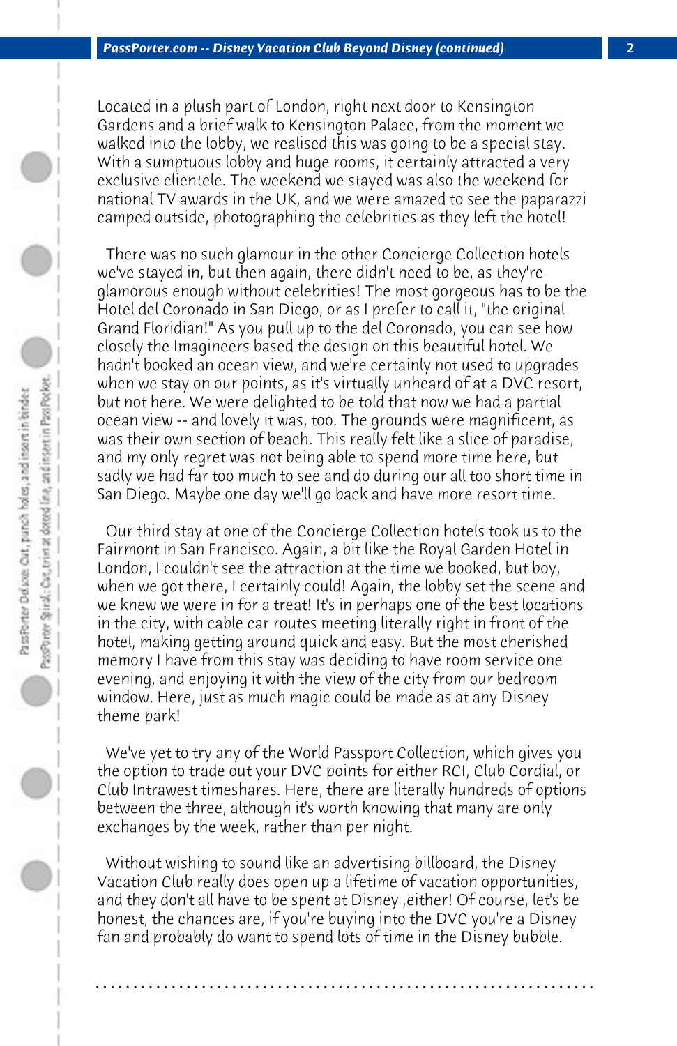Located in a plush part of London, right next door to Kensington Gardens and a brief walk to Kensington Palace, from the moment we walked into the lobby, we realised this was going to be a special stay. With a sumptuous lobby and huge rooms, it certainly attracted a very exclusive clientele. The weekend we stayed was also the weekend for national TV awards in the UK, and we were amazed to see the paparazzi camped outside, photographing the celebrities as they left the hotel!

There was no such glamour in the other Concierge Collection hotels we've stayed in, but then again, there didn't need to be, as they're glamorous enough without celebrities! The most gorgeous has to be the Hotel del Coronado in San Diego, or as I prefer to call it, "the original Grand Floridian!" As you pull up to the del Coronado, you can see how closely the Imagineers based the design on this beautiful hotel. We hadn't booked an ocean view, and we're certainly not used to upgrades when we stay on our points, as it's virtually unheard of at a DVC resort, but not here. We were delighted to be told that now we had a partial ocean view -- and lovely it was, too. The grounds were magnificent, as was their own section of beach. This really felt like a slice of paradise, and my only regret was not being able to spend more time here, but sadly we had far too much to see and do during our all too short time in San Diego. Maybe one day we'll go back and have more resort time.

Our third stay at one of the Concierge Collection hotels took us to the Fairmont in San Francisco. Again, a bit like the Royal Garden Hotel in London, I couldn't see the attraction at the time we booked, but boy, when we got there, I certainly could! Again, the lobby set the scene and we knew we were in for a treat! It's in perhaps one of the best locations in the city, with cable car routes meeting literally right in front of the hotel, making getting around quick and easy. But the most cherished memory I have from this stay was deciding to have room service one evening, and enjoying it with the view of the city from our bedroom window. Here, just as much magic could be made as at any Disney theme park!

We've yet to try any of the World Passport Collection, which gives you the option to trade out your DVC points for either RCI, Club Cordial, or Club Intrawest timeshares. Here, there are literally hundreds of options between the three, although it's worth knowing that many are only exchanges by the week, rather than per night.

Without wishing to sound like an advertising billboard, the Disney Vacation Club really does open up a lifetime of vacation opportunities, and they don't all have to be spent at Disney ,either! Of course, let's be honest, the chances are, if you're buying into the DVC you're a Disney fan and probably do want to spend lots of time in the Disney bubble.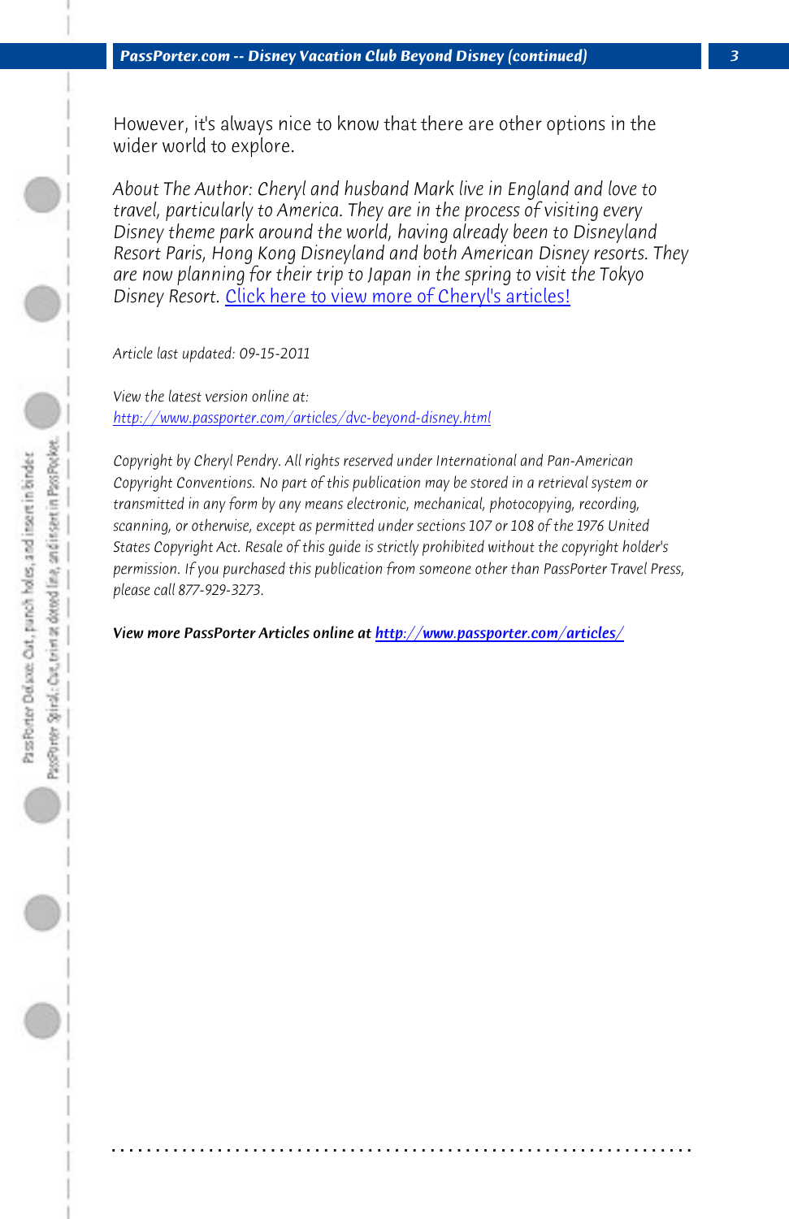However, it's always nice to know that there are other options in the wider world to explore.

*About The Author: Cheryl and husband Mark live in England and love to travel, particularly to America. They are in the process of visiting every Disney theme park around the world, having already been to Disneyland Resort Paris, Hong Kong Disneyland and both American Disney resorts. They are now planning for their trip to Japan in the spring to visit the Tokyo Disney Resort.* Click here to view more of Cheryl's articles!

*Article last updated: 09-15-2011*

*View the latest version online at:*
*http://www.passporter.com/articles/dvc-beyond-disney.html*

*Copyright by Cheryl Pendry. All rights reserved under International and Pan-American Copyright Conventions. No part of this publication may be stored in a retrieval system or transmitted in any form by any means electronic, mechanical, photocopying, recording, scanning, or otherwise, except as permitted under sections 107 or 108 of the 1976 United States Copyright Act. Resale of this guide is strictly prohibited without the copyright holder's permission. If you purchased this publication from someone other than PassPorter Travel Press, please call 877-929-3273.*

***View more PassPorter Articles online at http://www.passporter.com/articles/***